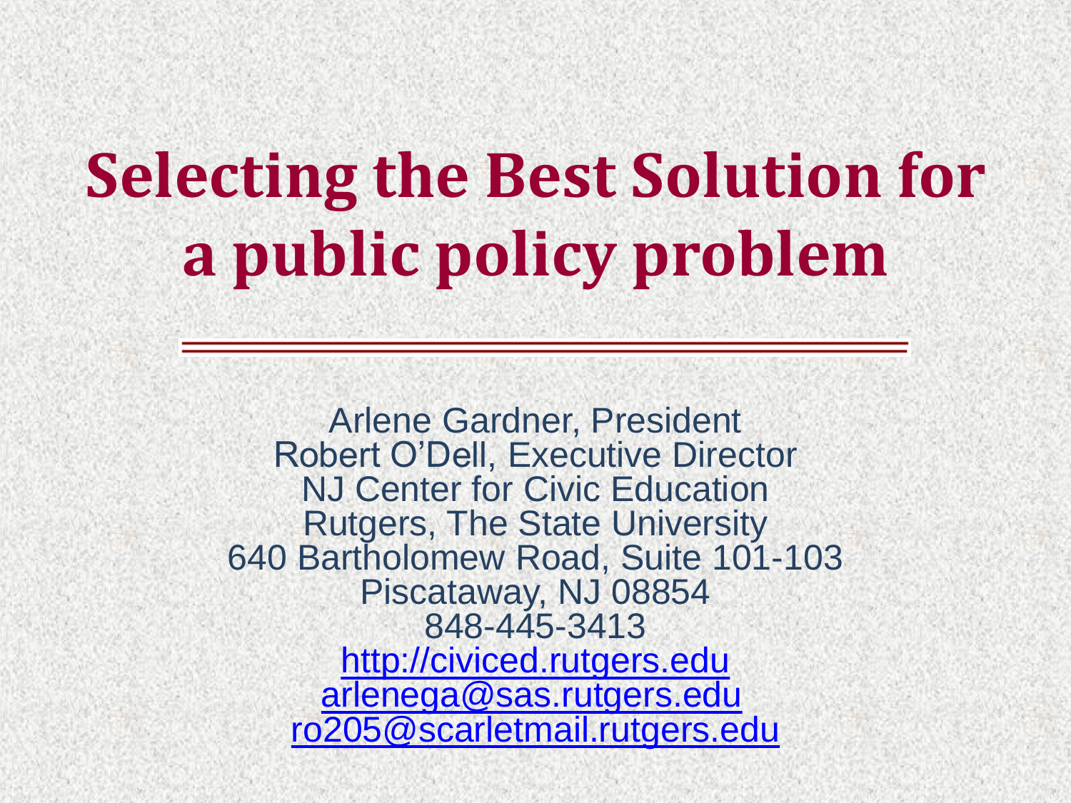# Selecting the Best Solution for a public policy problem

Arlene Gardner, President
Robert O'Dell, Executive Director
NJ Center for Civic Education
Rutgers, The State University
640 Bartholomew Road, Suite 101-103
Piscataway, NJ 08854
848-445-3413
http://civiced.rutgers.edu
arlenega@sas.rutgers.edu
ro205@scarletmail.rutgers.edu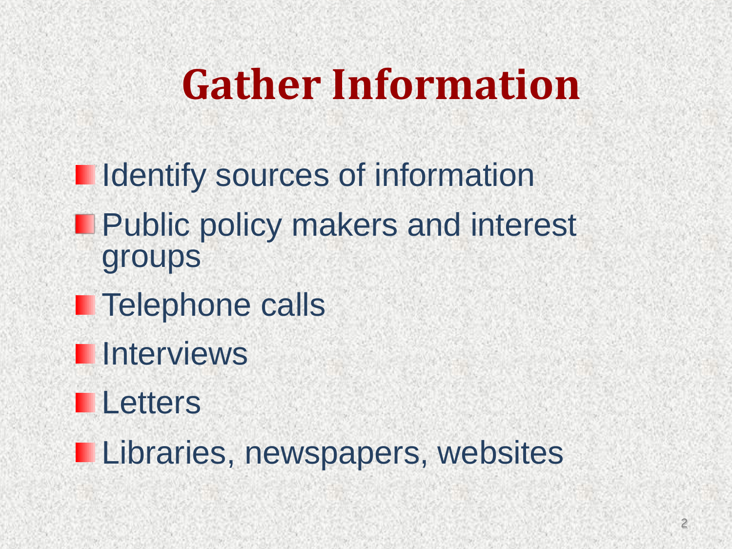# Gather Information

- Identify sources of information
- Public policy makers and interest groups
- Telephone calls
- Interviews
- Letters
- Libraries, newspapers, websites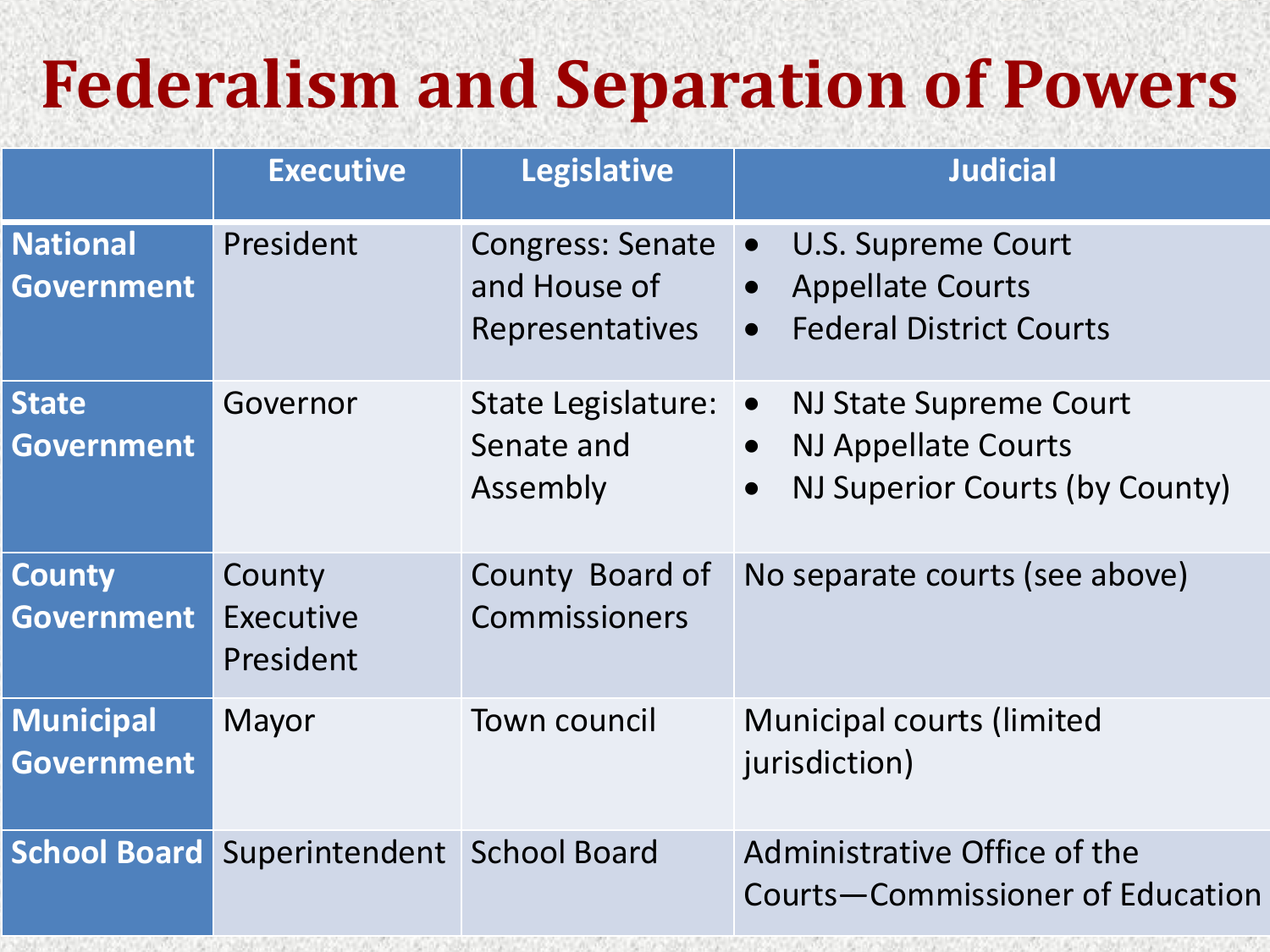# Federalism and Separation of Powers

| | Executive | Legislative | Judicial |
|---|---|---|---|
| **National Government** | President | Congress: Senate and House of Representatives | • U.S. Supreme Court<br>• Appellate Courts<br>• Federal District Courts |
| **State Government** | Governor | State Legislature: Senate and Assembly | • NJ State Supreme Court<br>• NJ Appellate Courts<br>• NJ Superior Courts (by County) |
| **County Government** | County Executive President | County Board of Commissioners | No separate courts (see above) |
| **Municipal Government** | Mayor | Town council | Municipal courts (limited jurisdiction) |
| **School Board** | Superintendent | School Board | Administrative Office of the Courts—Commissioner of Education |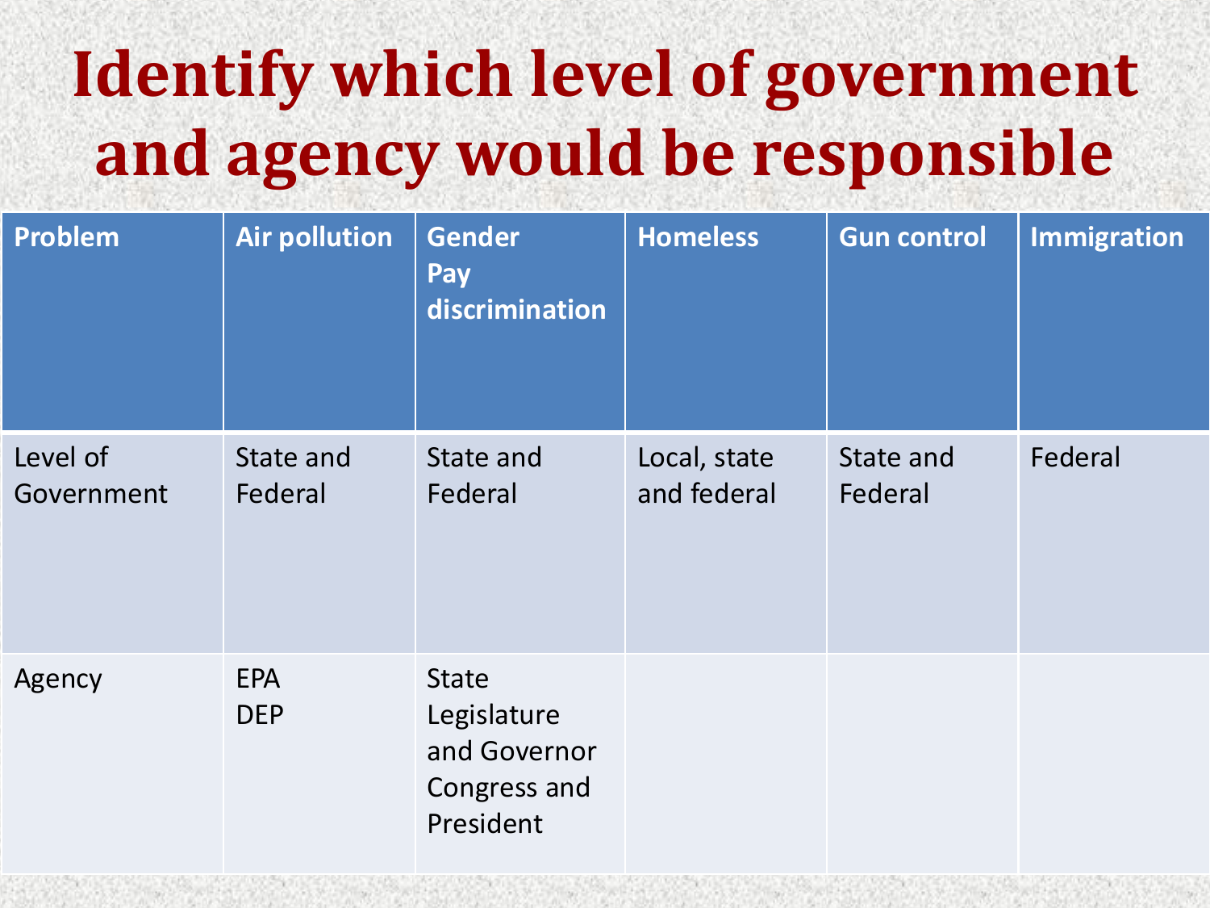# Identify which level of government and agency would be responsible

| Problem | Air pollution | Gender Pay discrimination | Homeless | Gun control | Immigration |
|---|---|---|---|---|---|
| Level of Government | State and Federal | State and Federal | Local, state and federal | State and Federal | Federal |
| Agency | EPA<br>DEP | State Legislature and Governor<br>Congress and President | | | |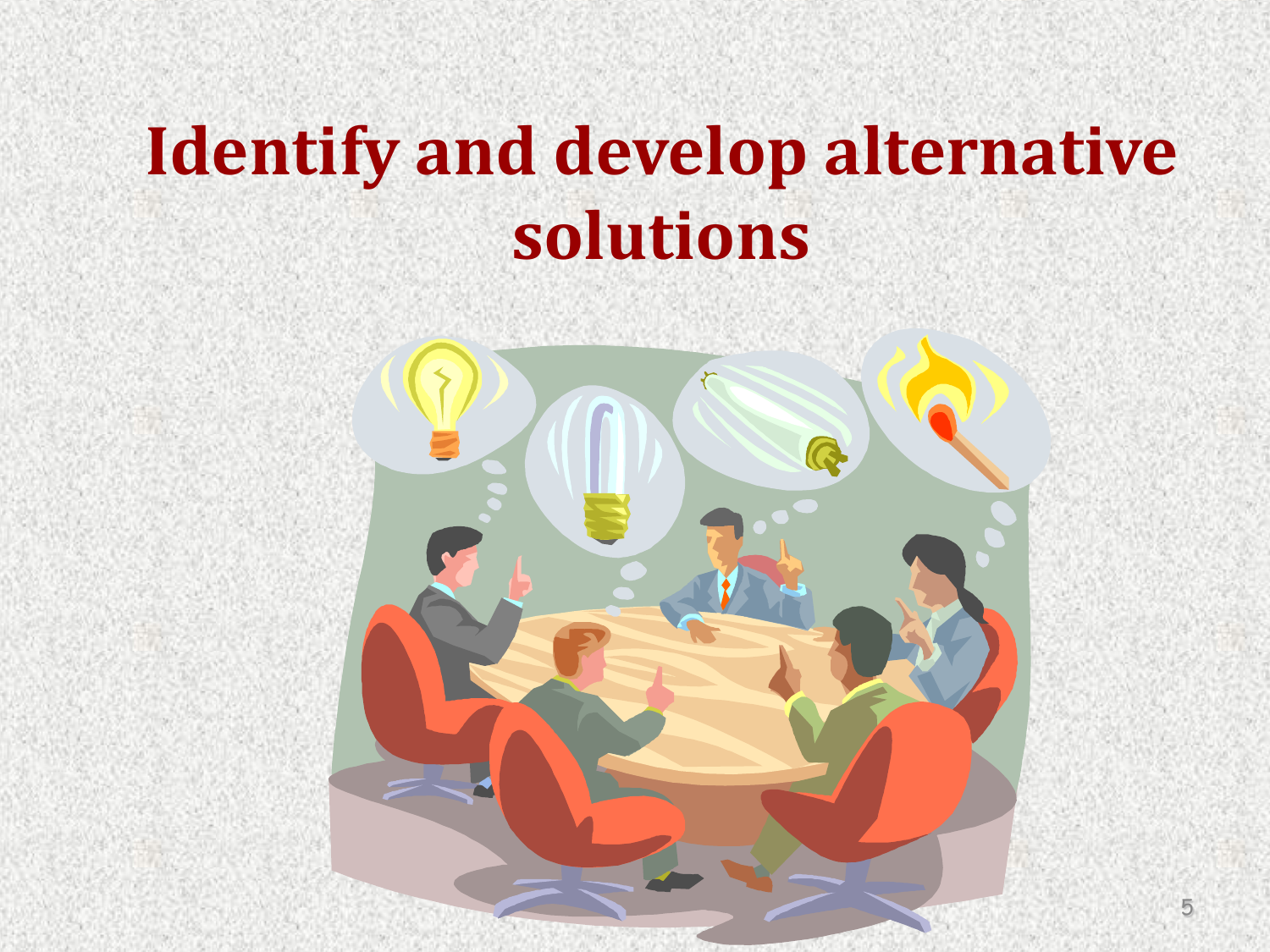# Identify and develop alternative solutions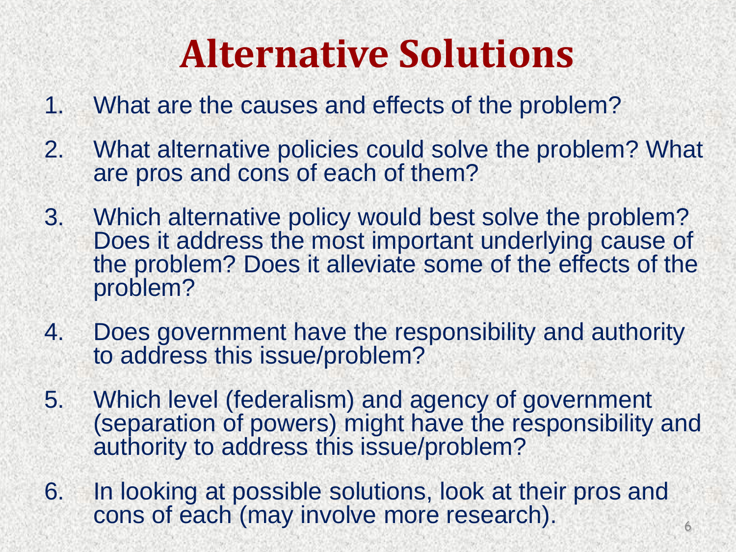# Alternative Solutions

1. What are the causes and effects of the problem?
2. What alternative policies could solve the problem? What are pros and cons of each of them?
3. Which alternative policy would best solve the problem? Does it address the most important underlying cause of the problem? Does it alleviate some of the effects of the problem?
4. Does government have the responsibility and authority to address this issue/problem?
5. Which level (federalism) and agency of government (separation of powers) might have the responsibility and authority to address this issue/problem?
6. In looking at possible solutions, look at their pros and cons of each (may involve more research).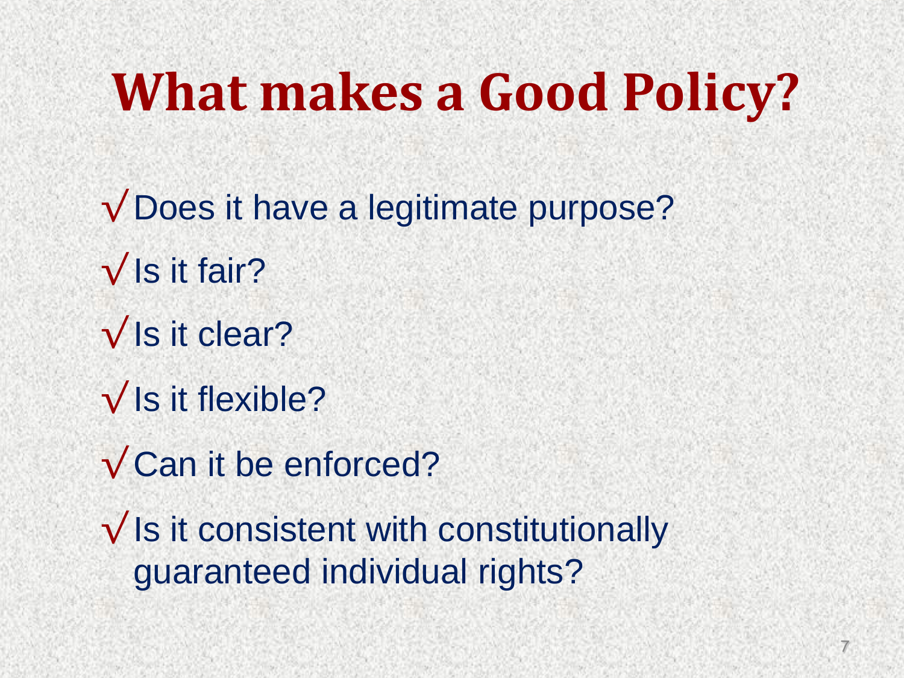# What makes a Good Policy?

- √ Does it have a legitimate purpose?
- √ Is it fair?
- √ Is it clear?
- √ Is it flexible?
- √ Can it be enforced?
- √ Is it consistent with constitutionally guaranteed individual rights?